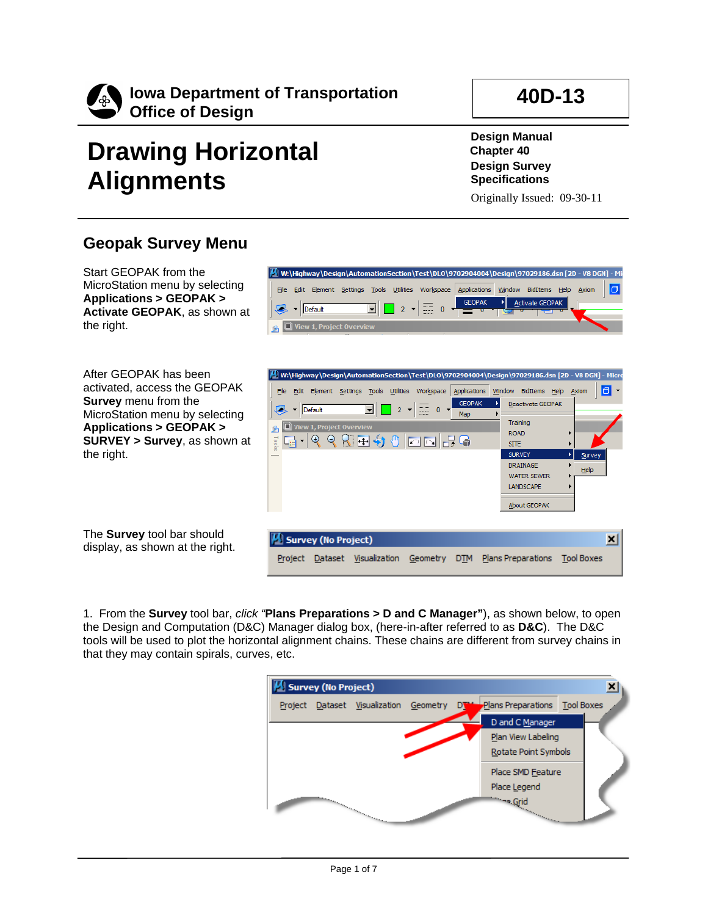**Iowa Department of Transportation**
**Office of Design**

**40D-13**

# Drawing Horizontal Alignments

**Design Manual**
**Chapter 40**
**Design Survey Specifications**

Originally Issued: 09-30-11

## Geopak Survey Menu

Start GEOPAK from the MicroStation menu by selecting **Applications > GEOPAK > Activate GEOPAK**, as shown at the right.

After GEOPAK has been activated, access the GEOPAK **Survey** menu from the MicroStation menu by selecting **Applications > GEOPAK > SURVEY > Survey**, as shown at the right.

The **Survey** tool bar should display, as shown at the right.

1. From the **Survey** tool bar, *click "***Plans Preparations > D and C Manager")**, as shown below, to open the Design and Computation (D&C) Manager dialog box, (here-in-after referred to as **D&C**). The D&C tools will be used to plot the horizontal alignment chains. These chains are different from survey chains in that they may contain spirals, curves, etc.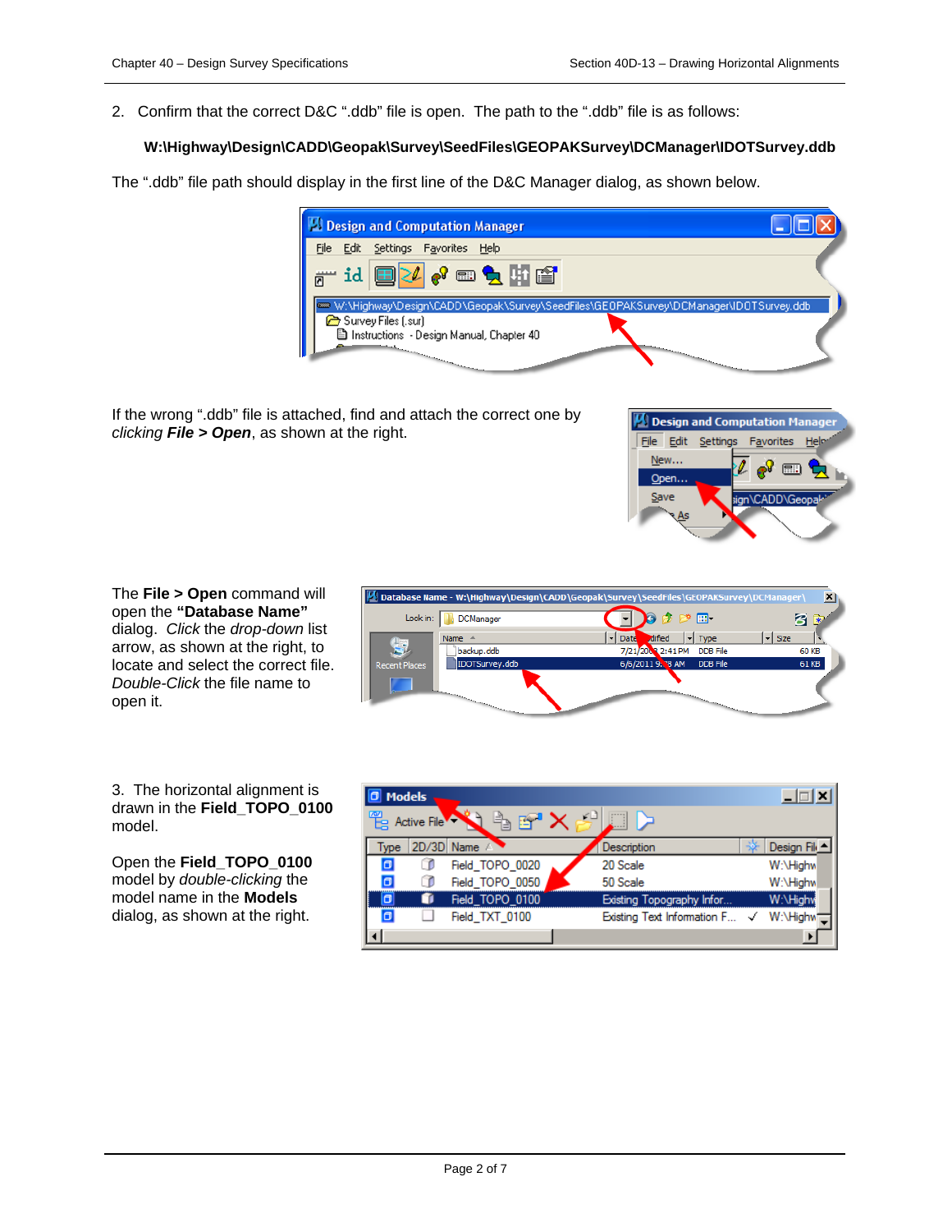2. Confirm that the correct D&C ".ddb" file is open. The path to the ".ddb" file is as follows:

**W:\Highway\Design\CADD\Geopak\Survey\SeedFiles\GEOPAKSurvey\DCManager\IDOTSurvey.ddb**

The ".ddb" file path should display in the first line of the D&C Manager dialog, as shown below.

If the wrong ".ddb" file is attached, find and attach the correct one by *clicking* ***File > Open***, as shown at the right.

The **File > Open** command will open the **"Database Name"** dialog. *Click* the *drop-down* list arrow, as shown at the right, to locate and select the correct file. *Double-Click* the file name to open it.

3. The horizontal alignment is drawn in the **Field_TOPO_0100** model.

Open the **Field_TOPO_0100** model by *double-clicking* the model name in the **Models** dialog, as shown at the right.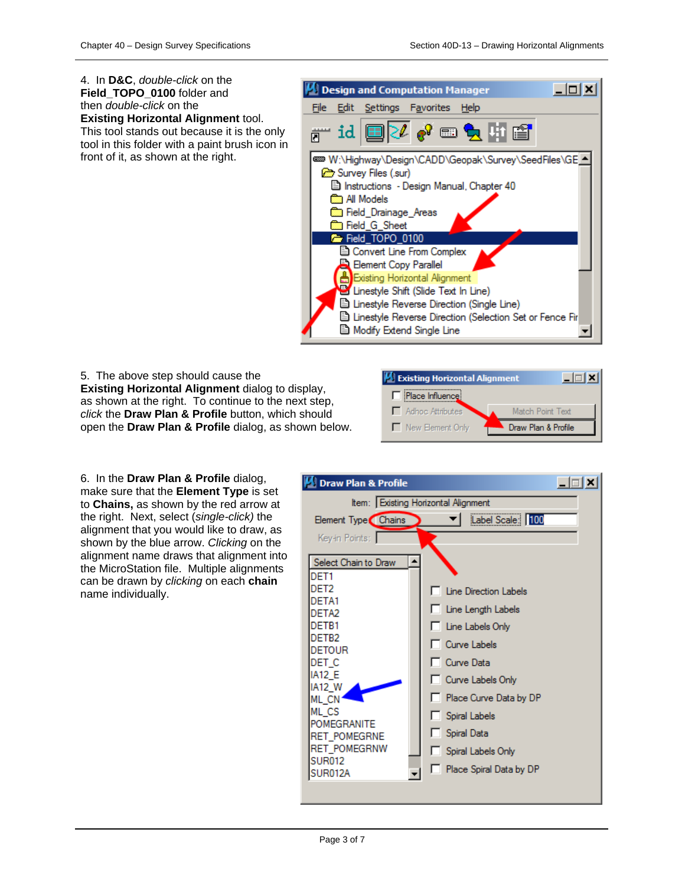4. In **D&C**, *double-click* on the **Field_TOPO_0100** folder and then *double-click* on the **Existing Horizontal Alignment** tool. This tool stands out because it is the only tool in this folder with a paint brush icon in front of it, as shown at the right.

5. The above step should cause the **Existing Horizontal Alignment** dialog to display, as shown at the right. To continue to the next step, *click* the **Draw Plan & Profile** button, which should open the **Draw Plan & Profile** dialog, as shown below.

6. In the **Draw Plan & Profile** dialog, make sure that the **Element Type** is set to **Chains,** as shown by the red arrow at the right. Next, select (*single-click)* the alignment that you would like to draw, as shown by the blue arrow. *Clicking* on the alignment name draws that alignment into the MicroStation file. Multiple alignments can be drawn by *clicking* on each **chain** name individually.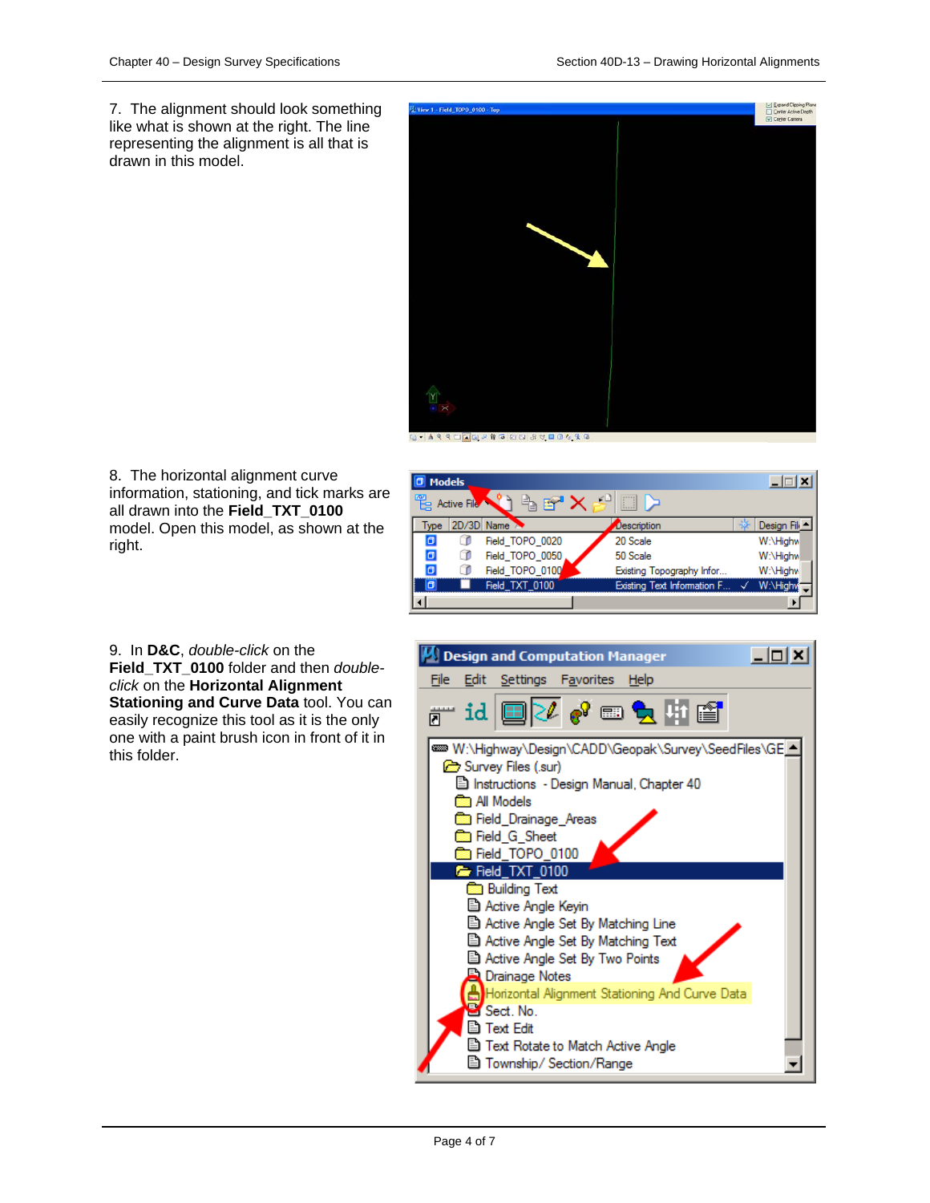7. The alignment should look something like what is shown at the right. The line representing the alignment is all that is drawn in this model.

8. The horizontal alignment curve information, stationing, and tick marks are all drawn into the **Field_TXT_0100** model. Open this model, as shown at the right.

9. In **D&C**, *double-click* on the **Field_TXT_0100** folder and then *double-click* on the **Horizontal Alignment Stationing and Curve Data** tool. You can easily recognize this tool as it is the only one with a paint brush icon in front of it in this folder.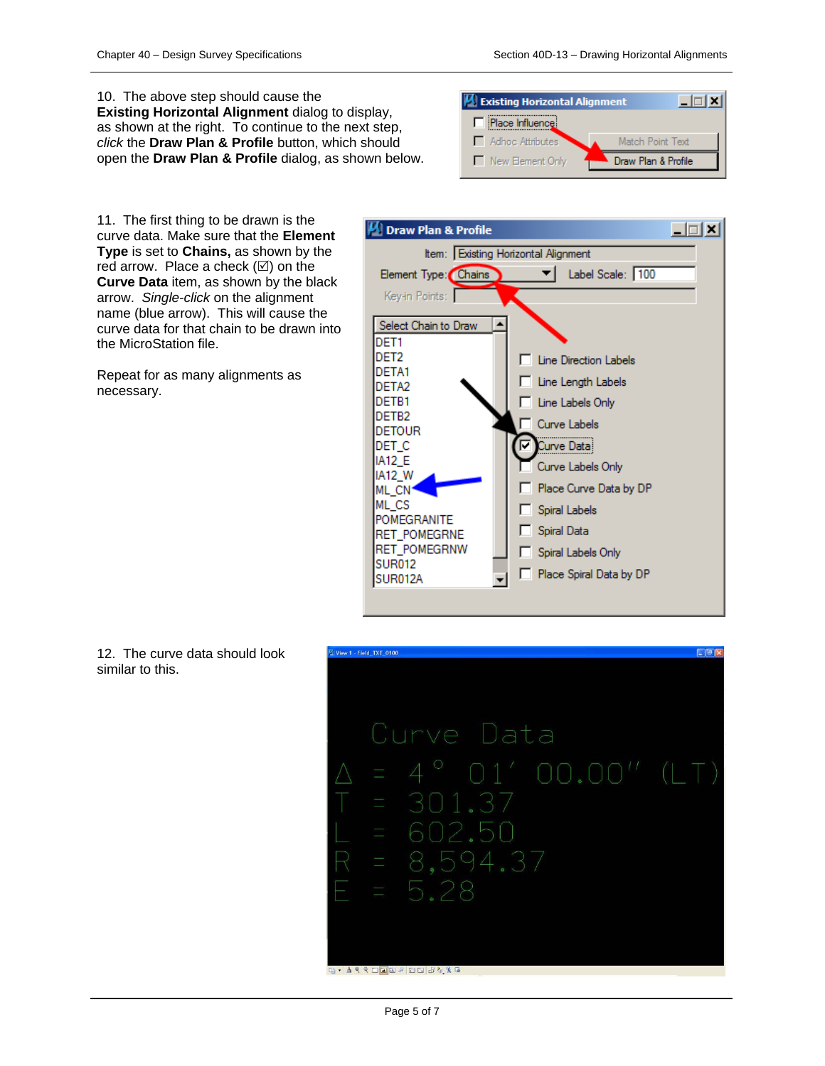10. The above step should cause the **Existing Horizontal Alignment** dialog to display, as shown at the right. To continue to the next step, *click* the **Draw Plan & Profile** button, which should open the **Draw Plan & Profile** dialog, as shown below.

11. The first thing to be drawn is the curve data. Make sure that the **Element Type** is set to **Chains,** as shown by the red arrow. Place a check (☑) on the **Curve Data** item, as shown by the black arrow. *Single-click* on the alignment name (blue arrow). This will cause the curve data for that chain to be drawn into the MicroStation file.

Repeat for as many alignments as necessary.

12. The curve data should look similar to this.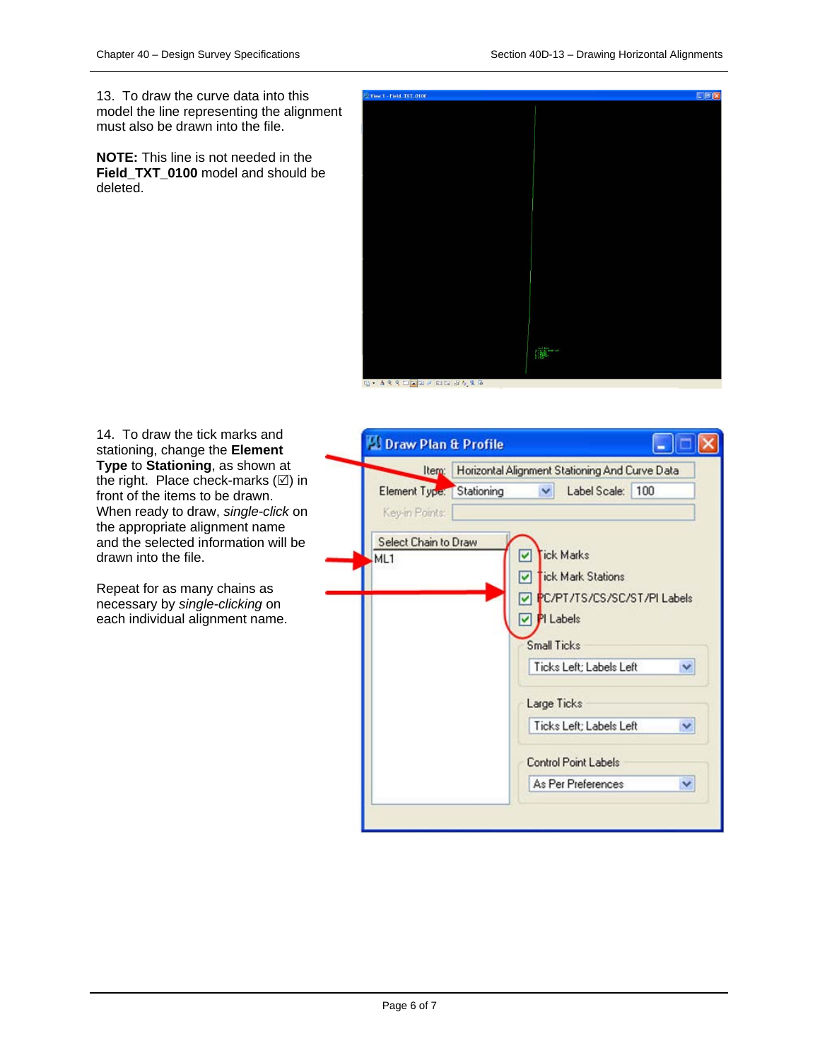13. To draw the curve data into this model the line representing the alignment must also be drawn into the file.

**NOTE:** This line is not needed in the **Field_TXT_0100** model and should be deleted.

14. To draw the tick marks and stationing, change the **Element Type** to **Stationing**, as shown at the right. Place check-marks (☑) in front of the items to be drawn. When ready to draw, *single-click* on the appropriate alignment name and the selected information will be drawn into the file.

Repeat for as many chains as necessary by *single-clicking* on each individual alignment name.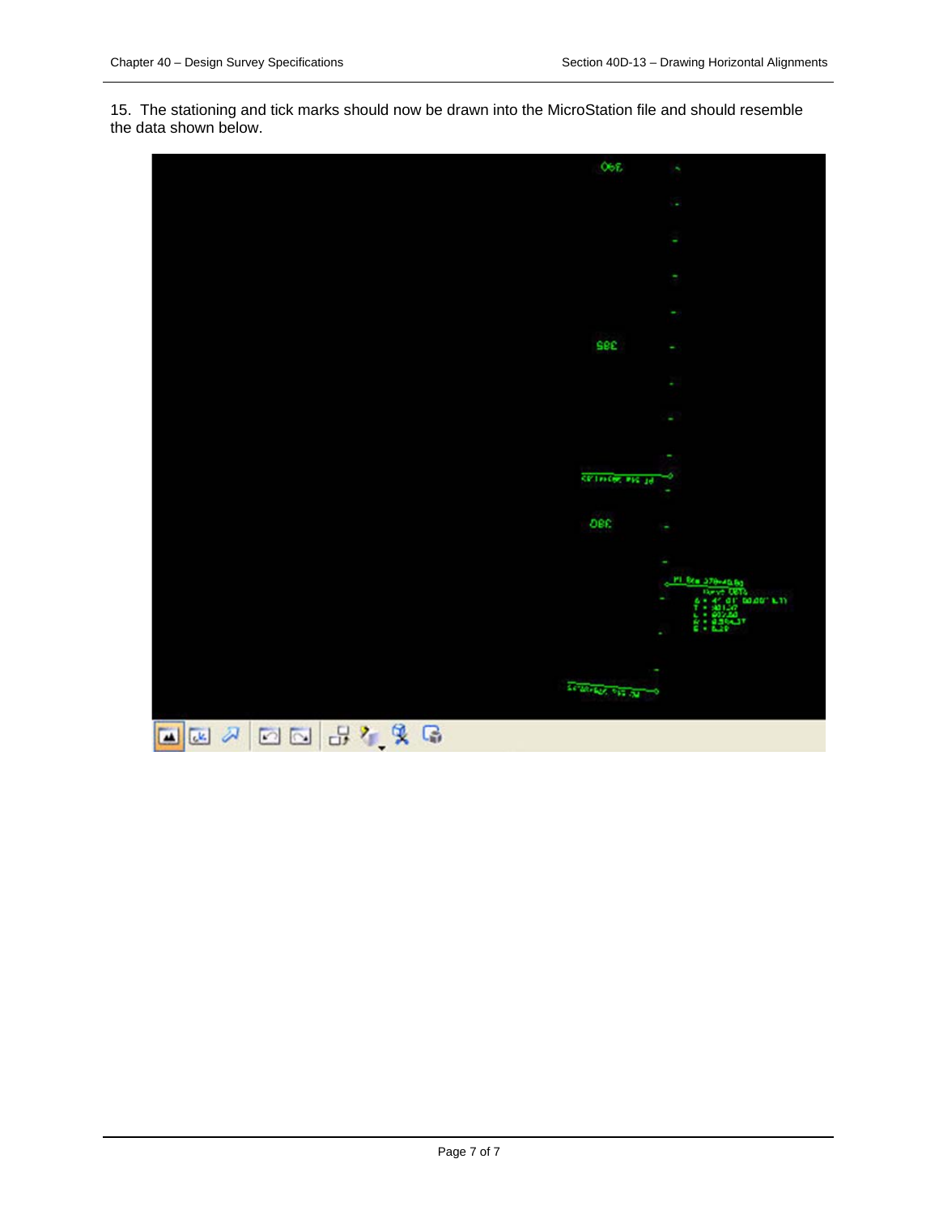15. The stationing and tick marks should now be drawn into the MicroStation file and should resemble the data shown below.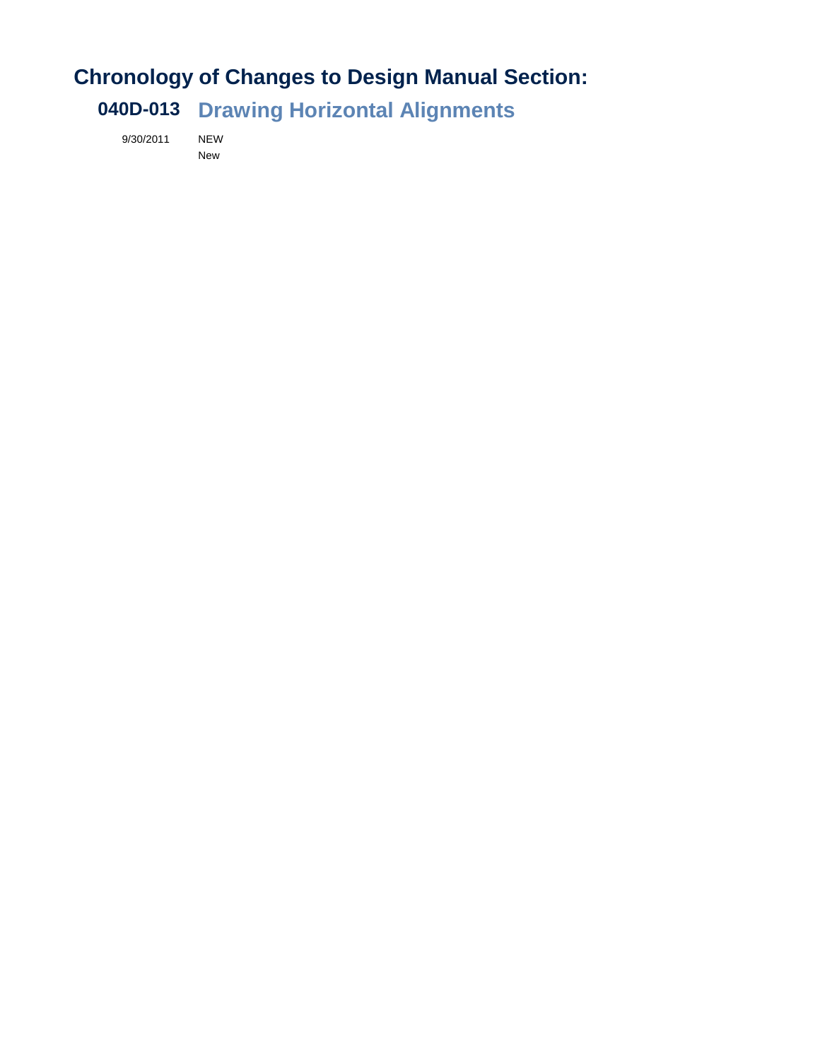# Chronology of Changes to Design Manual Section:

## 040D-013 Drawing Horizontal Alignments

9/30/2011 NEW

New